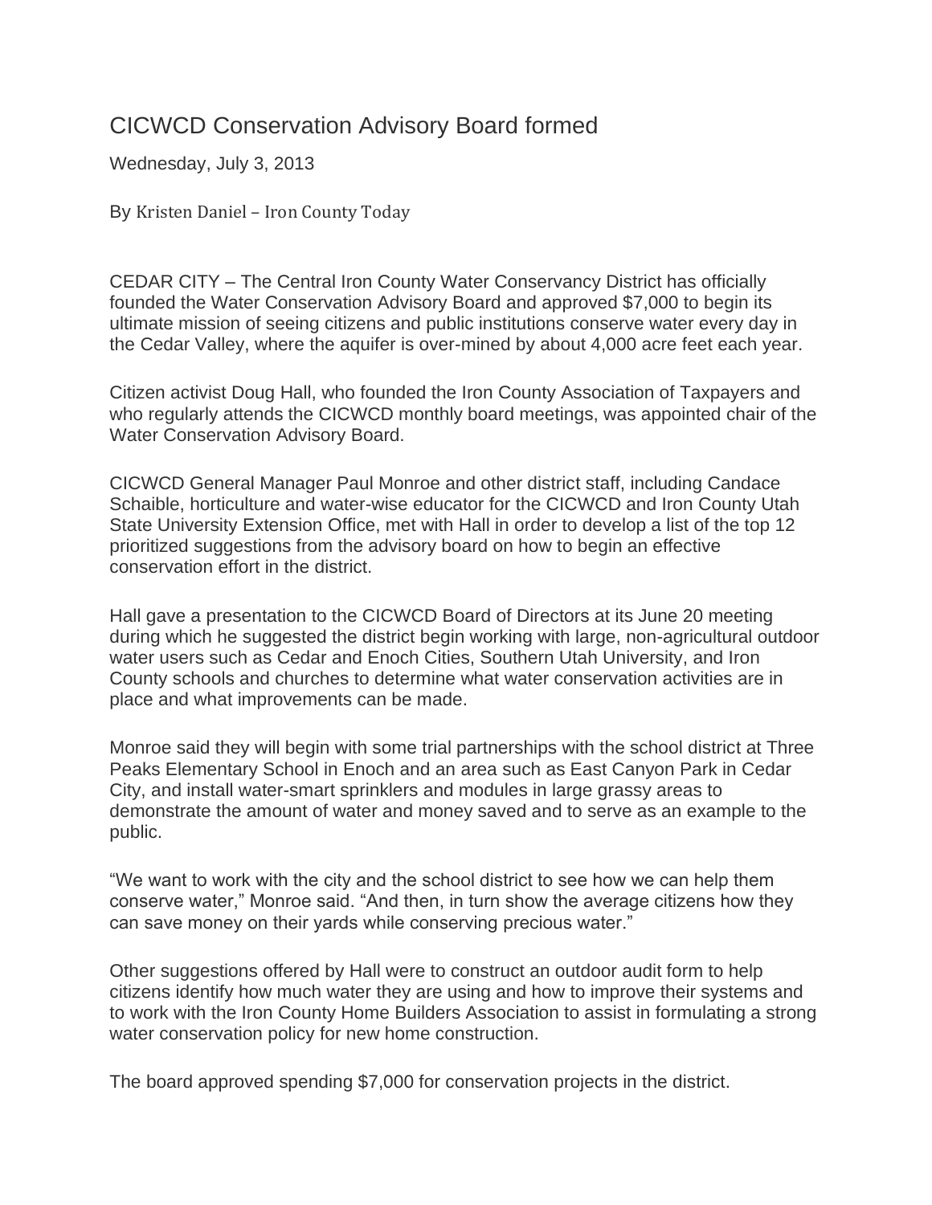# CICWCD Conservation Advisory Board formed

Wednesday, July 3, 2013

By Kristen Daniel – Iron County Today

CEDAR CITY – The Central Iron County Water Conservancy District has officially founded the Water Conservation Advisory Board and approved $7,000 to begin its ultimate mission of seeing citizens and public institutions conserve water every day in the Cedar Valley, where the aquifer is over-mined by about 4,000 acre feet each year.

Citizen activist Doug Hall, who founded the Iron County Association of Taxpayers and who regularly attends the CICWCD monthly board meetings, was appointed chair of the Water Conservation Advisory Board.

CICWCD General Manager Paul Monroe and other district staff, including Candace Schaible, horticulture and water-wise educator for the CICWCD and Iron County Utah State University Extension Office, met with Hall in order to develop a list of the top 12 prioritized suggestions from the advisory board on how to begin an effective conservation effort in the district.

Hall gave a presentation to the CICWCD Board of Directors at its June 20 meeting during which he suggested the district begin working with large, non-agricultural outdoor water users such as Cedar and Enoch Cities, Southern Utah University, and Iron County schools and churches to determine what water conservation activities are in place and what improvements can be made.

Monroe said they will begin with some trial partnerships with the school district at Three Peaks Elementary School in Enoch and an area such as East Canyon Park in Cedar City, and install water-smart sprinklers and modules in large grassy areas to demonstrate the amount of water and money saved and to serve as an example to the public.

"We want to work with the city and the school district to see how we can help them conserve water," Monroe said. "And then, in turn show the average citizens how they can save money on their yards while conserving precious water."

Other suggestions offered by Hall were to construct an outdoor audit form to help citizens identify how much water they are using and how to improve their systems and to work with the Iron County Home Builders Association to assist in formulating a strong water conservation policy for new home construction.

The board approved spending $7,000 for conservation projects in the district.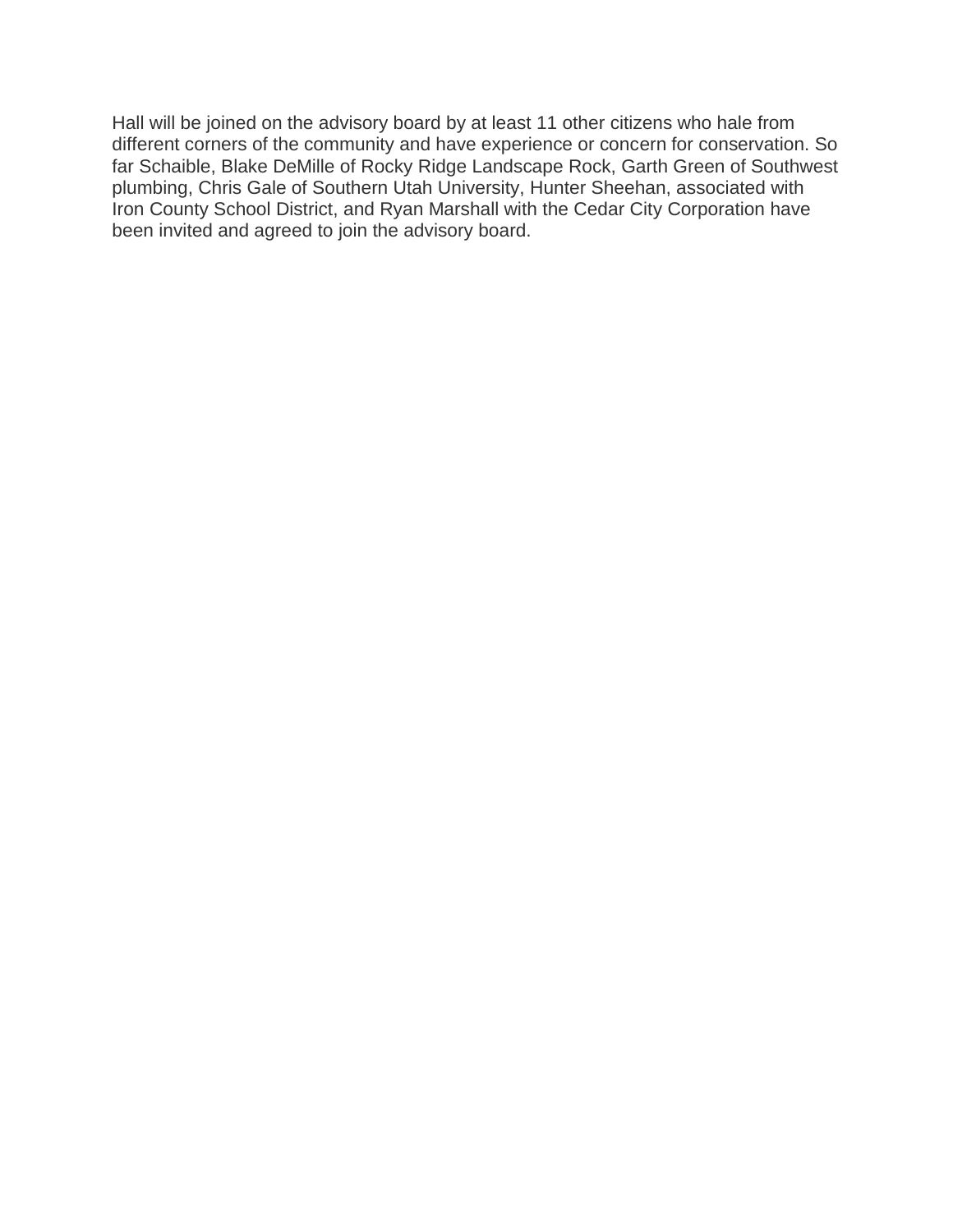Hall will be joined on the advisory board by at least 11 other citizens who hale from different corners of the community and have experience or concern for conservation. So far Schaible, Blake DeMille of Rocky Ridge Landscape Rock, Garth Green of Southwest plumbing, Chris Gale of Southern Utah University, Hunter Sheehan, associated with Iron County School District, and Ryan Marshall with the Cedar City Corporation have been invited and agreed to join the advisory board.